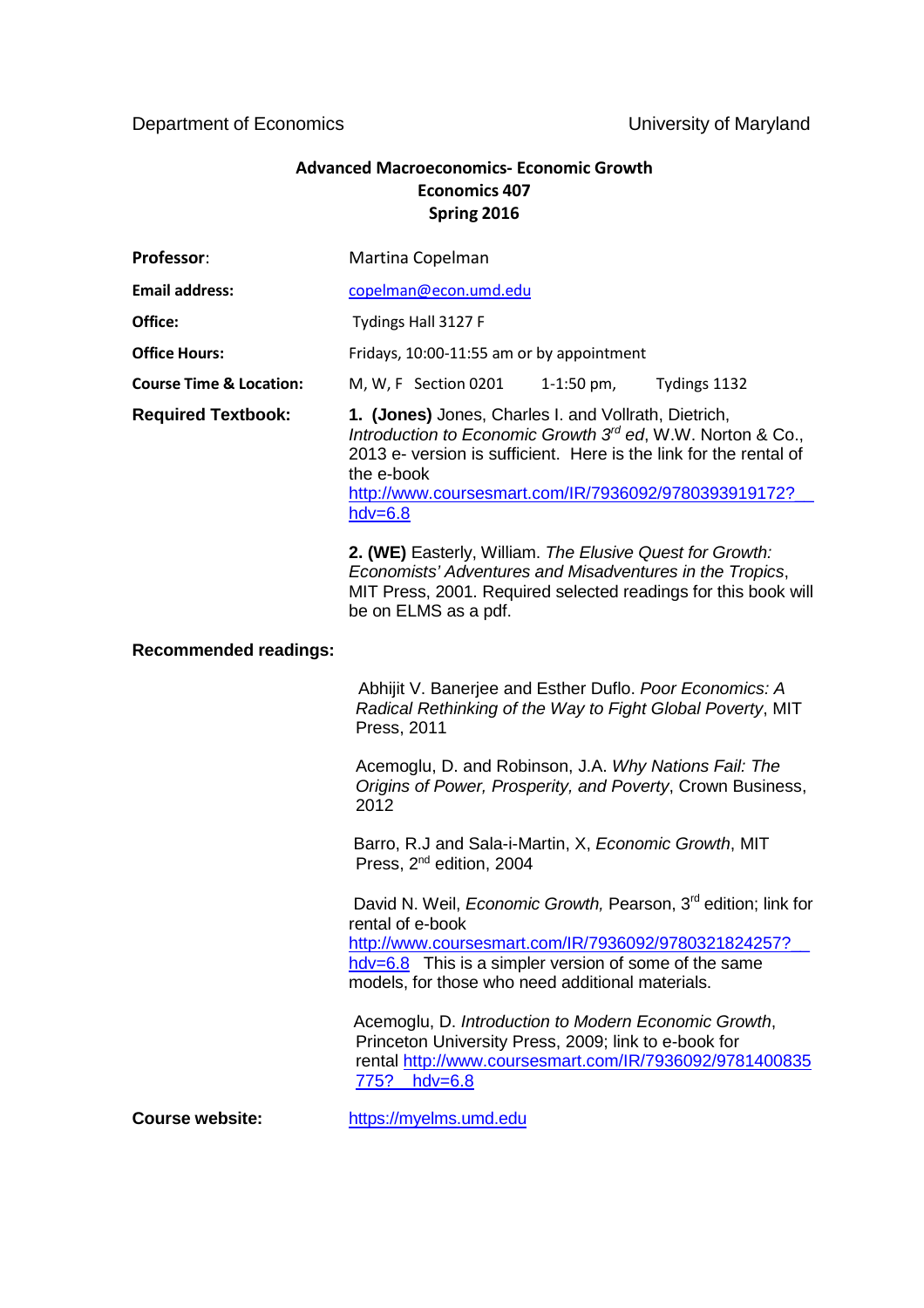Department of Economics University of Maryland

**Advanced Macroeconomics- Economic Growth**
**Economics 407**
**Spring 2016**

| | |
|---|---|
| **Professor**: | Martina Copelman |
| **Email address:** | copelman@econ.umd.edu |
| **Office:** | Tydings Hall 3127 F |
| **Office Hours:** | Fridays, 10:00-11:55 am or by appointment |
| **Course Time & Location:** | M, W, F Section 0201 1-1:50 pm, Tydings 1132 |
| **Required Textbook:** | **1. (Jones)** Jones, Charles I. and Vollrath, Dietrich, *Introduction to Economic Growth 3rd ed*, W.W. Norton & Co., 2013 e- version is sufficient. Here is the link for the rental of the e-book http://www.coursesmart.com/IR/7936092/9780393919172?__hdv=6.8 |
| | **2. (WE)** Easterly, William. *The Elusive Quest for Growth: Economists' Adventures and Misadventures in the Tropics*, MIT Press, 2001. Required selected readings for this book will be on ELMS as a pdf. |

**Recommended readings:**

Abhijit V. Banerjee and Esther Duflo. *Poor Economics: A Radical Rethinking of the Way to Fight Global Poverty*, MIT Press, 2011

Acemoglu, D. and Robinson, J.A. *Why Nations Fail: The Origins of Power, Prosperity, and Poverty*, Crown Business, 2012

Barro, R.J and Sala-i-Martin, X, *Economic Growth*, MIT Press, 2nd edition, 2004

David N. Weil, *Economic Growth,* Pearson, 3rd edition; link for rental of e-book http://www.coursesmart.com/IR/7936092/9780321824257?__hdv=6.8 This is a simpler version of some of the same models, for those who need additional materials.

Acemoglu, D. *Introduction to Modern Economic Growth*, Princeton University Press, 2009; link to e-book for rental http://www.coursesmart.com/IR/7936092/9781400835775?__hdv=6.8

**Course website:** https://myelms.umd.edu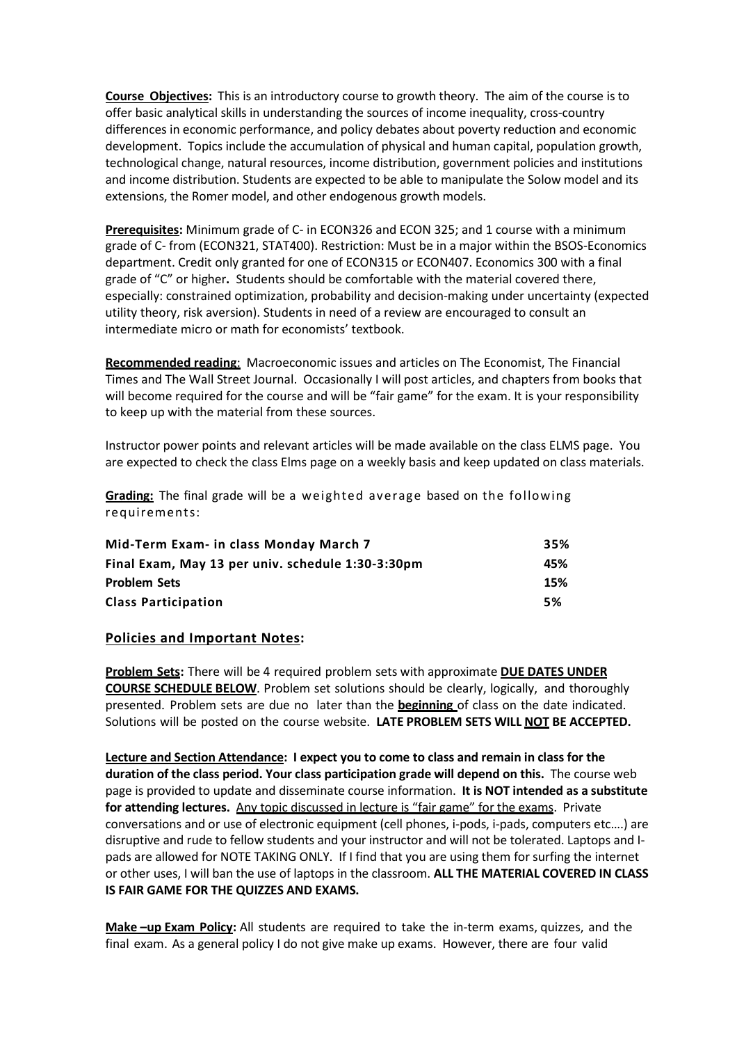**Course Objectives:** This is an introductory course to growth theory. The aim of the course is to offer basic analytical skills in understanding the sources of income inequality, cross-country differences in economic performance, and policy debates about poverty reduction and economic development. Topics include the accumulation of physical and human capital, population growth, technological change, natural resources, income distribution, government policies and institutions and income distribution. Students are expected to be able to manipulate the Solow model and its extensions, the Romer model, and other endogenous growth models.

**Prerequisites:** Minimum grade of C- in ECON326 and ECON 325; and 1 course with a minimum grade of C- from (ECON321, STAT400). Restriction: Must be in a major within the BSOS-Economics department. Credit only granted for one of ECON315 or ECON407. Economics 300 with a final grade of "C" or higher**.** Students should be comfortable with the material covered there, especially: constrained optimization, probability and decision-making under uncertainty (expected utility theory, risk aversion). Students in need of a review are encouraged to consult an intermediate micro or math for economists' textbook.

**Recommended reading**: Macroeconomic issues and articles on The Economist, The Financial Times and The Wall Street Journal. Occasionally I will post articles, and chapters from books that will become required for the course and will be "fair game" for the exam. It is your responsibility to keep up with the material from these sources.

Instructor power points and relevant articles will be made available on the class ELMS page. You are expected to check the class Elms page on a weekly basis and keep updated on class materials.

**Grading:** The final grade will be a weighted average based on the following requirements:

| | |
|---|---|
| **Mid-Term Exam- in class Monday March 7** | **35%** |
| **Final Exam, May 13 per univ. schedule 1:30-3:30pm** | **45%** |
| **Problem Sets** | **15%** |
| **Class Participation** | **5%** |

## Policies and Important Notes:

**Problem Sets:** There will be 4 required problem sets with approximate **DUE DATES UNDER COURSE SCHEDULE BELOW**. Problem set solutions should be clearly, logically, and thoroughly presented. Problem sets are due no later than the **beginning** of class on the date indicated. Solutions will be posted on the course website. **LATE PROBLEM SETS WILL NOT BE ACCEPTED.**

**Lecture and Section Attendance: I expect you to come to class and remain in class for the duration of the class period. Your class participation grade will depend on this.** The course web page is provided to update and disseminate course information. **It is NOT intended as a substitute for attending lectures.** Any topic discussed in lecture is "fair game" for the exams. Private conversations and or use of electronic equipment (cell phones, i-pods, i-pads, computers etc….) are disruptive and rude to fellow students and your instructor and will not be tolerated. Laptops and I-pads are allowed for NOTE TAKING ONLY. If I find that you are using them for surfing the internet or other uses, I will ban the use of laptops in the classroom. **ALL THE MATERIAL COVERED IN CLASS IS FAIR GAME FOR THE QUIZZES AND EXAMS.**

**Make –up Exam Policy:** All students are required to take the in-term exams, quizzes, and the final exam. As a general policy I do not give make up exams. However, there are four valid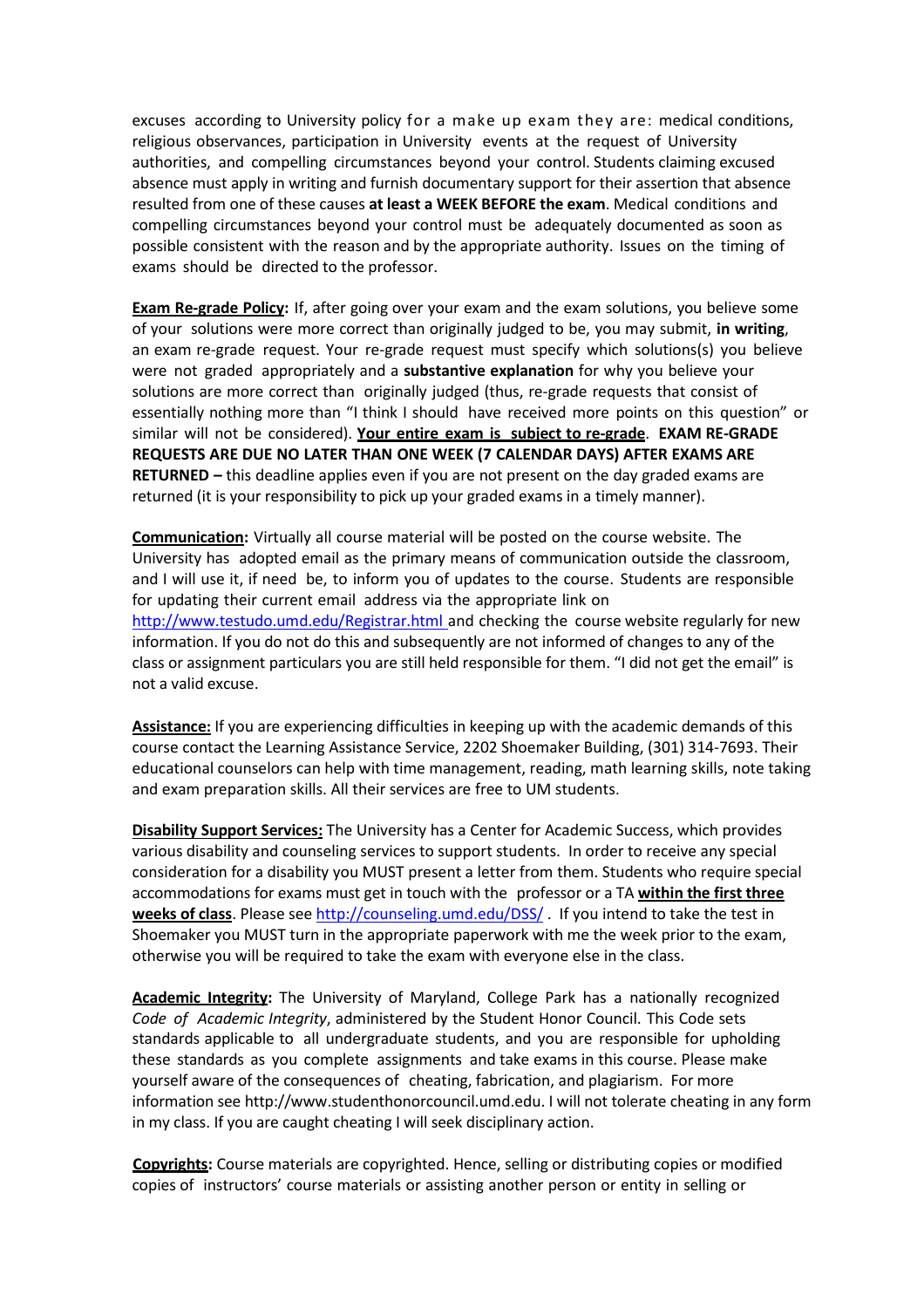excuses according to University policy for a make up exam they are: medical conditions, religious observances, participation in University events at the request of University authorities, and compelling circumstances beyond your control. Students claiming excused absence must apply in writing and furnish documentary support for their assertion that absence resulted from one of these causes **at least a WEEK BEFORE the exam**. Medical conditions and compelling circumstances beyond your control must be adequately documented as soon as possible consistent with the reason and by the appropriate authority. Issues on the timing of exams should be directed to the professor.

**Exam Re-grade Policy:** If, after going over your exam and the exam solutions, you believe some of your solutions were more correct than originally judged to be, you may submit, **in writing**, an exam re-grade request. Your re-grade request must specify which solutions(s) you believe were not graded appropriately and a **substantive explanation** for why you believe your solutions are more correct than originally judged (thus, re-grade requests that consist of essentially nothing more than "I think I should have received more points on this question" or similar will not be considered). **Your entire exam is subject to re-grade**. **EXAM RE-GRADE REQUESTS ARE DUE NO LATER THAN ONE WEEK (7 CALENDAR DAYS) AFTER EXAMS ARE RETURNED –** this deadline applies even if you are not present on the day graded exams are returned (it is your responsibility to pick up your graded exams in a timely manner).

**Communication:** Virtually all course material will be posted on the course website. The University has adopted email as the primary means of communication outside the classroom, and I will use it, if need be, to inform you of updates to the course. Students are responsible for updating their current email address via the appropriate link on http://www.testudo.umd.edu/Registrar.html and checking the course website regularly for new information. If you do not do this and subsequently are not informed of changes to any of the class or assignment particulars you are still held responsible for them. "I did not get the email" is not a valid excuse.

**Assistance:** If you are experiencing difficulties in keeping up with the academic demands of this course contact the Learning Assistance Service, 2202 Shoemaker Building, (301) 314-7693. Their educational counselors can help with time management, reading, math learning skills, note taking and exam preparation skills. All their services are free to UM students.

**Disability Support Services:** The University has a Center for Academic Success, which provides various disability and counseling services to support students. In order to receive any special consideration for a disability you MUST present a letter from them. Students who require special accommodations for exams must get in touch with the professor or a TA **within the first three weeks of class**. Please see http://counseling.umd.edu/DSS/ . If you intend to take the test in Shoemaker you MUST turn in the appropriate paperwork with me the week prior to the exam, otherwise you will be required to take the exam with everyone else in the class.

**Academic Integrity:** The University of Maryland, College Park has a nationally recognized *Code of Academic Integrity*, administered by the Student Honor Council. This Code sets standards applicable to all undergraduate students, and you are responsible for upholding these standards as you complete assignments and take exams in this course. Please make yourself aware of the consequences of cheating, fabrication, and plagiarism. For more information see http://www.studenthonorcouncil.umd.edu. I will not tolerate cheating in any form in my class. If you are caught cheating I will seek disciplinary action.

**Copyrights:** Course materials are copyrighted. Hence, selling or distributing copies or modified copies of instructors' course materials or assisting another person or entity in selling or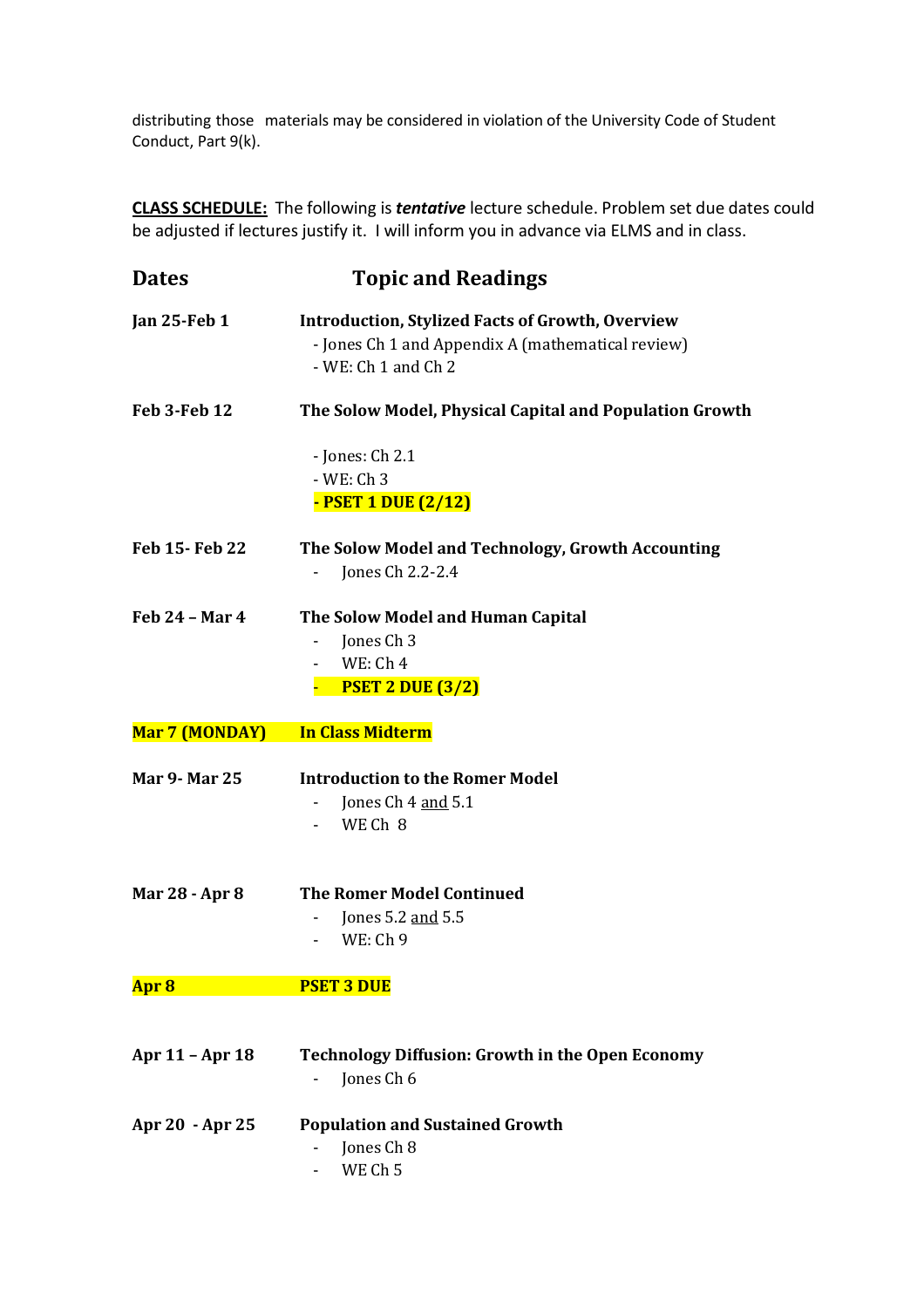distributing those materials may be considered in violation of the University Code of Student Conduct, Part 9(k).

**CLASS SCHEDULE:** The following is ***tentative*** lecture schedule. Problem set due dates could be adjusted if lectures justify it. I will inform you in advance via ELMS and in class.

| Dates | Topic and Readings |
| --- | --- |
| **Jan 25-Feb 1** | **Introduction, Stylized Facts of Growth, Overview**<br>- Jones Ch 1 and Appendix A (mathematical review)<br>- WE: Ch 1 and Ch 2 |
| **Feb 3-Feb 12** | **The Solow Model, Physical Capital and Population Growth**<br>- Jones: Ch 2.1<br>- WE: Ch 3<br>**- PSET 1 DUE (2/12)** |
| **Feb 15- Feb 22** | **The Solow Model and Technology, Growth Accounting**<br>- Jones Ch 2.2-2.4 |
| **Feb 24 – Mar 4** | **The Solow Model and Human Capital**<br>- Jones Ch 3<br>- WE: Ch 4<br>- **PSET 2 DUE (3/2)** |
| **Mar 7 (MONDAY)** | **In Class Midterm** |
| **Mar 9- Mar 25** | **Introduction to the Romer Model**<br>- Jones Ch 4 and 5.1<br>- WE Ch 8 |
| **Mar 28 - Apr 8** | **The Romer Model Continued**<br>- Jones 5.2 and 5.5<br>- WE: Ch 9 |
| **Apr 8** | **PSET 3 DUE** |
| **Apr 11 – Apr 18** | **Technology Diffusion: Growth in the Open Economy**<br>- Jones Ch 6 |
| **Apr 20 - Apr 25** | **Population and Sustained Growth**<br>- Jones Ch 8<br>- WE Ch 5 |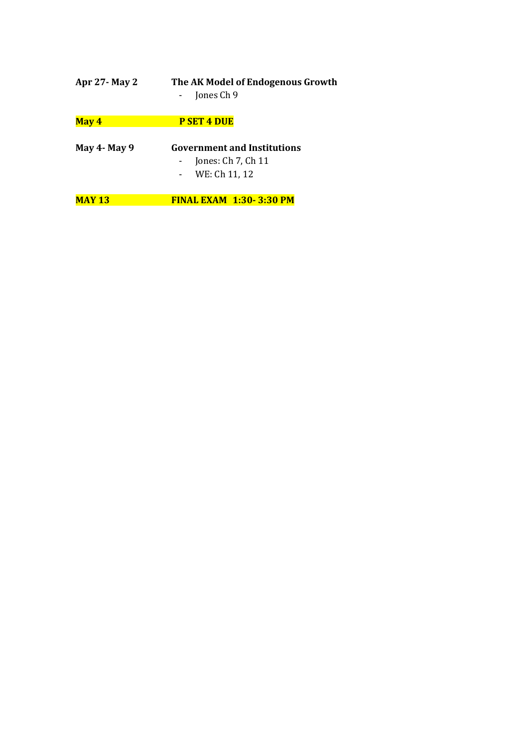**Apr 27- May 2** **The AK Model of Endogenous Growth**

- Jones Ch 9

**May 4** **P SET 4 DUE**

**May 4- May 9** **Government and Institutions**

- Jones: Ch 7, Ch 11
- WE: Ch 11, 12

**MAY 13** **FINAL EXAM 1:30- 3:30 PM**